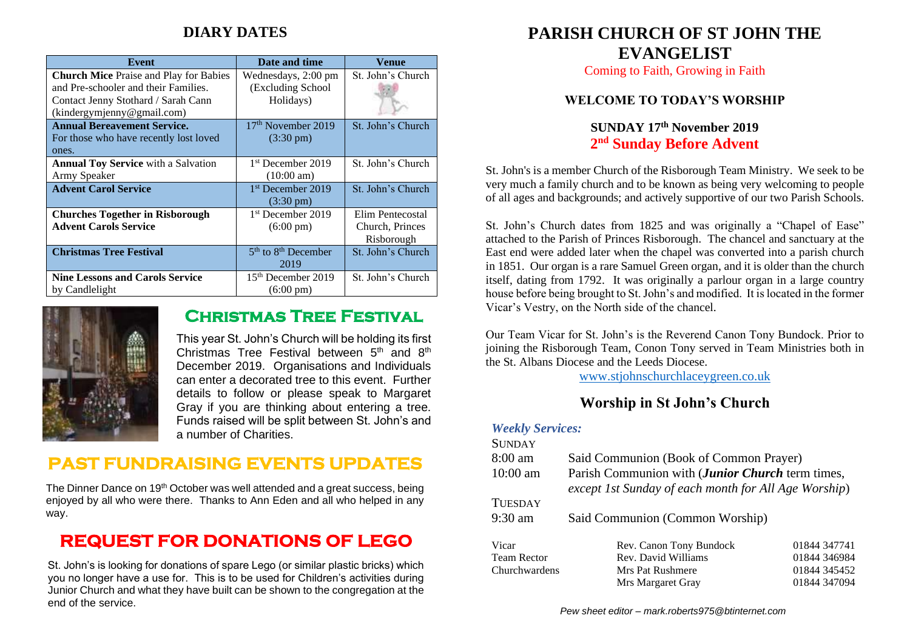## DIARY DATES

| Event | Date and time | Venue |
|---|---|---|
| **Church Mice** Praise and Play for Babies and Pre-schooler and their Families. Contact Jenny Stothard / Sarah Cann (kindergymjenny@gmail.com) | Wednesdays, 2:00 pm (Excluding School Holidays) | St. John's Church |
| **Annual Bereavement Service.** For those who have recently lost loved ones. | 17th November 2019 (3:30 pm) | St. John's Church |
| **Annual Toy Service** with a Salvation Army Speaker | 1st December 2019 (10:00 am) | St. John's Church |
| **Advent Carol Service** | 1st December 2019 (3:30 pm) | St. John's Church |
| **Churches Together in Risborough Advent Carols Service** | 1st December 2019 (6:00 pm) | Elim Pentecostal Church, Princes Risborough |
| **Christmas Tree Festival** | 5th to 8th December 2019 | St. John's Church |
| **Nine Lessons and Carols Service** by Candlelight | 15th December 2019 (6:00 pm) | St. John's Church |

## Christmas Tree Festival

This year St. John's Church will be holding its first Christmas Tree Festival between 5th and 8th December 2019. Organisations and Individuals can enter a decorated tree to this event. Further details to follow or please speak to Margaret Gray if you are thinking about entering a tree. Funds raised will be split between St. John's and a number of Charities.

## PAST FUNDRAISING EVENTS UPDATES

The Dinner Dance on 19th October was well attended and a great success, being enjoyed by all who were there. Thanks to Ann Eden and all who helped in any way.

## REQUEST FOR DONATIONS OF LEGO

St. John's is looking for donations of spare Lego (or similar plastic bricks) which you no longer have a use for. This is to be used for Children's activities during Junior Church and what they have built can be shown to the congregation at the end of the service.

# PARISH CHURCH OF ST JOHN THE EVANGELIST

Coming to Faith, Growing in Faith

### WELCOME TO TODAY'S WORSHIP

### SUNDAY 17th November 2019
### 2nd Sunday Before Advent

St. John's is a member Church of the Risborough Team Ministry. We seek to be very much a family church and to be known as being very welcoming to people of all ages and backgrounds; and actively supportive of our two Parish Schools.

St. John's Church dates from 1825 and was originally a "Chapel of Ease" attached to the Parish of Princes Risborough. The chancel and sanctuary at the East end were added later when the chapel was converted into a parish church in 1851. Our organ is a rare Samuel Green organ, and it is older than the church itself, dating from 1792. It was originally a parlour organ in a large country house before being brought to St. John's and modified. It is located in the former Vicar's Vestry, on the North side of the chancel.

Our Team Vicar for St. John's is the Reverend Canon Tony Bundock. Prior to joining the Risborough Team, Conon Tony served in Team Ministries both in the St. Albans Diocese and the Leeds Diocese.

www.stjohnschurchlaceygreen.co.uk

## Worship in St John's Church

***Weekly Services:***

SUNDAY
- 8:00 am — Said Communion (Book of Common Prayer)
- 10:00 am — Parish Communion with (***Junior Church*** term times, *except 1st Sunday of each month for All Age Worship*)

TUESDAY
- 9:30 am — Said Communion (Common Worship)

| | | |
|---|---|---|
| Vicar | Rev. Canon Tony Bundock | 01844 347741 |
| Team Rector | Rev. David Williams | 01844 346984 |
| Churchwardens | Mrs Pat Rushmere | 01844 345452 |
| | Mrs Margaret Gray | 01844 347094 |

*Pew sheet editor – mark.roberts975@btinternet.com*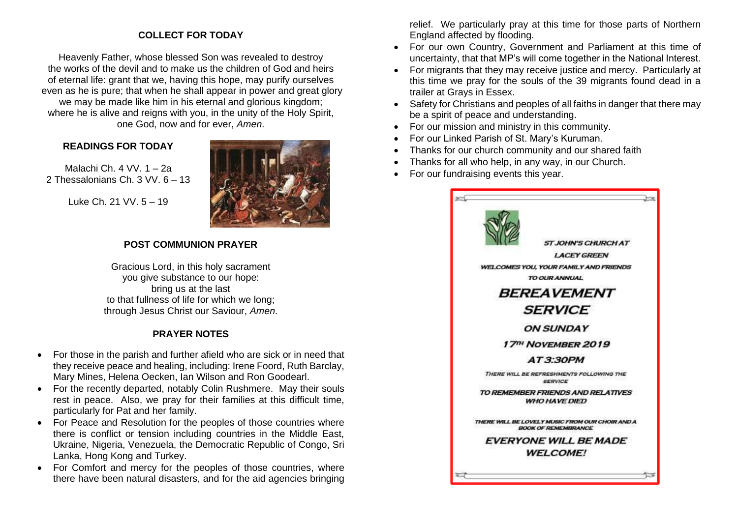**COLLECT FOR TODAY**

Heavenly Father, whose blessed Son was revealed to destroy the works of the devil and to make us the children of God and heirs of eternal life: grant that we, having this hope, may purify ourselves even as he is pure; that when he shall appear in power and great glory we may be made like him in his eternal and glorious kingdom; where he is alive and reigns with you, in the unity of the Holy Spirit, one God, now and for ever, *Amen*.

**READINGS FOR TODAY**

Malachi Ch. 4 VV. 1 – 2a
2 Thessalonians Ch. 3 VV. 6 – 13

Luke Ch. 21 VV. 5 – 19

**POST COMMUNION PRAYER**

Gracious Lord, in this holy sacrament
you give substance to our hope:
bring us at the last
to that fullness of life for which we long;
through Jesus Christ our Saviour, *Amen*.

**PRAYER NOTES**

- For those in the parish and further afield who are sick or in need that they receive peace and healing, including: Irene Foord, Ruth Barclay, Mary Mines, Helena Oecken, Ian Wilson and Ron Goodearl.
- For the recently departed, notably Colin Rushmere. May their souls rest in peace. Also, we pray for their families at this difficult time, particularly for Pat and her family.
- For Peace and Resolution for the peoples of those countries where there is conflict or tension including countries in the Middle East, Ukraine, Nigeria, Venezuela, the Democratic Republic of Congo, Sri Lanka, Hong Kong and Turkey.
- For Comfort and mercy for the peoples of those countries, where there have been natural disasters, and for the aid agencies bringing relief. We particularly pray at this time for those parts of Northern England affected by flooding.
- For our own Country, Government and Parliament at this time of uncertainty, that that MP's will come together in the National Interest.
- For migrants that they may receive justice and mercy. Particularly at this time we pray for the souls of the 39 migrants found dead in a trailer at Grays in Essex.
- Safety for Christians and peoples of all faiths in danger that there may be a spirit of peace and understanding.
- For our mission and ministry in this community.
- For our Linked Parish of St. Mary's Kuruman.
- Thanks for our church community and our shared faith
- Thanks for all who help, in any way, in our Church.
- For our fundraising events this year.

*ST JOHN'S CHURCH AT*
*LACEY GREEN*
*WELCOMES YOU, YOUR FAMILY AND FRIENDS*
*TO OUR ANNUAL*

***BEREAVEMENT SERVICE***

***ON SUNDAY***

***17TH NOVEMBER 2019***

***AT 3:30PM***

THERE WILL BE REFRESHMENTS FOLLOWING THE SERVICE

*TO REMEMBER FRIENDS AND RELATIVES WHO HAVE DIED*

*THERE WILL BE LOVELY MUSIC FROM OUR CHOIR AND A BOOK OF REMEMBRANCE*

***EVERYONE WILL BE MADE WELCOME!***